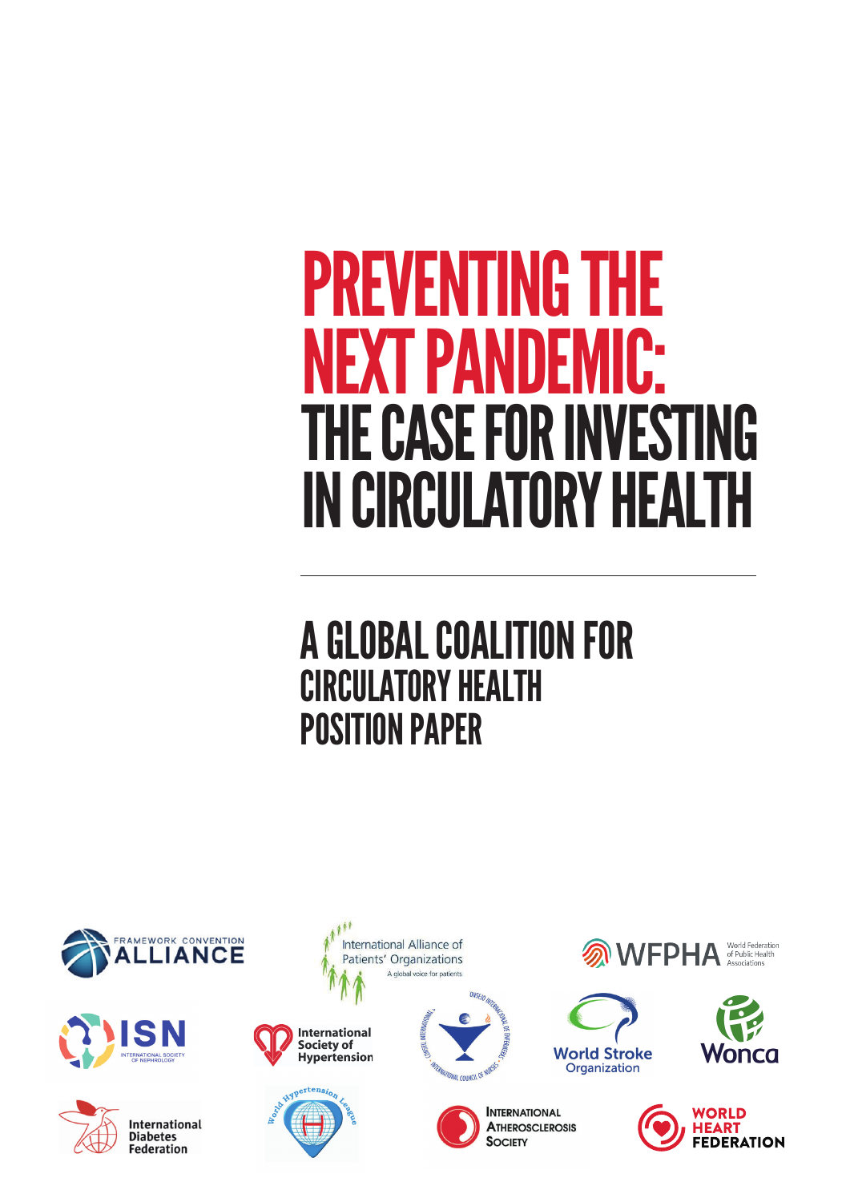# PREVENTING THE NEXT PANDEMIC: THE CASE FOR INVESTING IN CIRCULATORY HEALTH

---

## A GLOBAL COALITION FOR CIRCULATORY HEALTH POSITION PAPER

Framework Convention Alliance

International Alliance of Patients' Organizations – A global voice for patients

WFPHA – World Federation of Public Health Associations

ISN – International Society of Nephrology

International Society of Hypertension

International Council of Nurses

World Stroke Organization

Wonca

International Diabetes Federation

World Hypertension League

International Atherosclerosis Society

World Heart Federation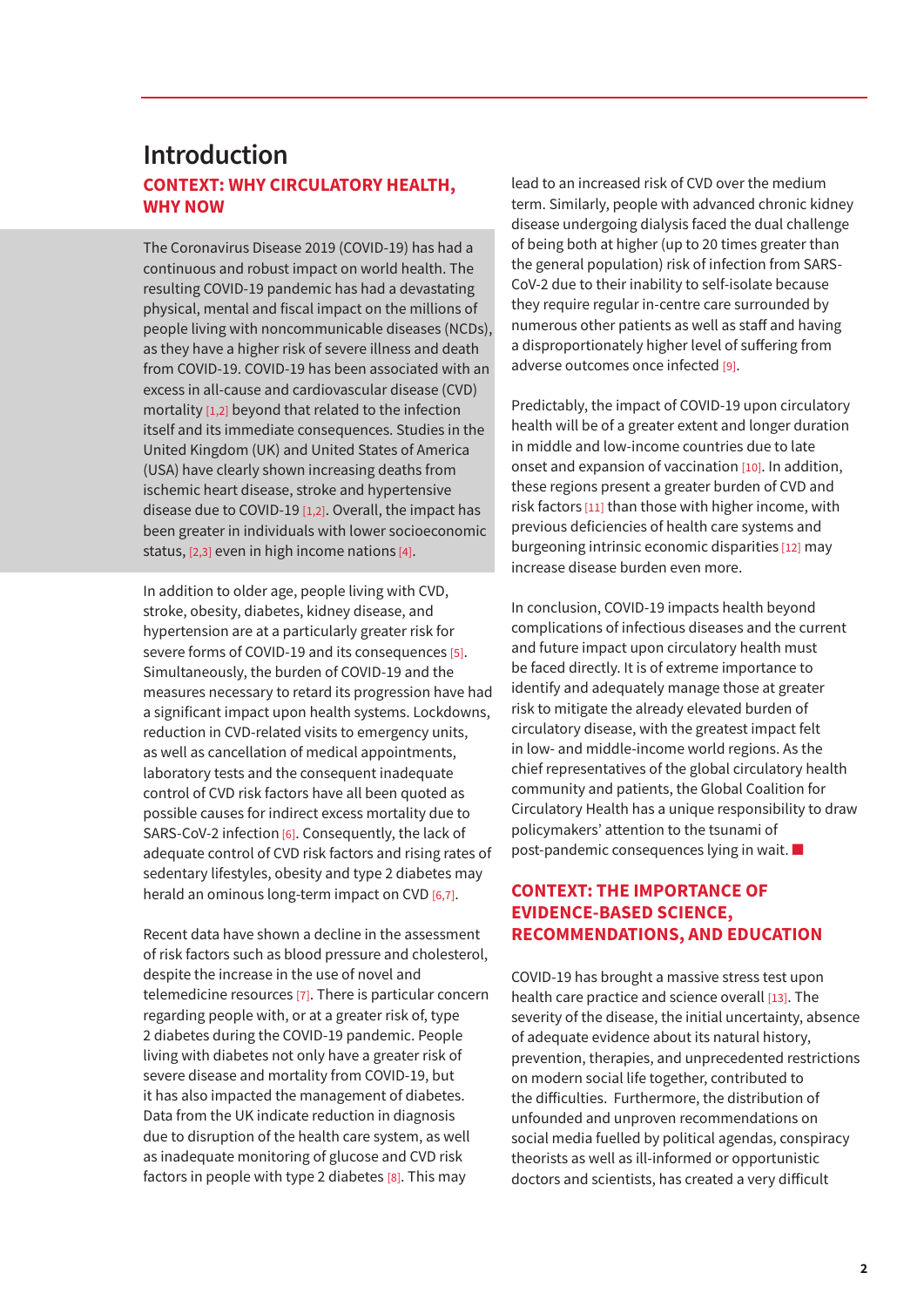# Introduction

## CONTEXT: WHY CIRCULATORY HEALTH, WHY NOW

The Coronavirus Disease 2019 (COVID-19) has had a continuous and robust impact on world health. The resulting COVID-19 pandemic has had a devastating physical, mental and fiscal impact on the millions of people living with noncommunicable diseases (NCDs), as they have a higher risk of severe illness and death from COVID-19. COVID-19 has been associated with an excess in all-cause and cardiovascular disease (CVD) mortality [1,2] beyond that related to the infection itself and its immediate consequences. Studies in the United Kingdom (UK) and United States of America (USA) have clearly shown increasing deaths from ischemic heart disease, stroke and hypertensive disease due to COVID-19 [1,2]. Overall, the impact has been greater in individuals with lower socioeconomic status, [2,3] even in high income nations [4].

In addition to older age, people living with CVD, stroke, obesity, diabetes, kidney disease, and hypertension are at a particularly greater risk for severe forms of COVID-19 and its consequences [5]. Simultaneously, the burden of COVID-19 and the measures necessary to retard its progression have had a significant impact upon health systems. Lockdowns, reduction in CVD-related visits to emergency units, as well as cancellation of medical appointments, laboratory tests and the consequent inadequate control of CVD risk factors have all been quoted as possible causes for indirect excess mortality due to SARS-CoV-2 infection [6]. Consequently, the lack of adequate control of CVD risk factors and rising rates of sedentary lifestyles, obesity and type 2 diabetes may herald an ominous long-term impact on CVD [6,7].

Recent data have shown a decline in the assessment of risk factors such as blood pressure and cholesterol, despite the increase in the use of novel and telemedicine resources [7]. There is particular concern regarding people with, or at a greater risk of, type 2 diabetes during the COVID-19 pandemic. People living with diabetes not only have a greater risk of severe disease and mortality from COVID-19, but it has also impacted the management of diabetes. Data from the UK indicate reduction in diagnosis due to disruption of the health care system, as well as inadequate monitoring of glucose and CVD risk factors in people with type 2 diabetes [8]. This may lead to an increased risk of CVD over the medium term. Similarly, people with advanced chronic kidney disease undergoing dialysis faced the dual challenge of being both at higher (up to 20 times greater than the general population) risk of infection from SARS-CoV-2 due to their inability to self-isolate because they require regular in-centre care surrounded by numerous other patients as well as staff and having a disproportionately higher level of suffering from adverse outcomes once infected [9].

Predictably, the impact of COVID-19 upon circulatory health will be of a greater extent and longer duration in middle and low-income countries due to late onset and expansion of vaccination [10]. In addition, these regions present a greater burden of CVD and risk factors [11] than those with higher income, with previous deficiencies of health care systems and burgeoning intrinsic economic disparities [12] may increase disease burden even more.

In conclusion, COVID-19 impacts health beyond complications of infectious diseases and the current and future impact upon circulatory health must be faced directly. It is of extreme importance to identify and adequately manage those at greater risk to mitigate the already elevated burden of circulatory disease, with the greatest impact felt in low- and middle-income world regions. As the chief representatives of the global circulatory health community and patients, the Global Coalition for Circulatory Health has a unique responsibility to draw policymakers' attention to the tsunami of post-pandemic consequences lying in wait.

## CONTEXT: THE IMPORTANCE OF EVIDENCE-BASED SCIENCE, RECOMMENDATIONS, AND EDUCATION

COVID-19 has brought a massive stress test upon health care practice and science overall [13]. The severity of the disease, the initial uncertainty, absence of adequate evidence about its natural history, prevention, therapies, and unprecedented restrictions on modern social life together, contributed to the difficulties. Furthermore, the distribution of unfounded and unproven recommendations on social media fuelled by political agendas, conspiracy theorists as well as ill-informed or opportunistic doctors and scientists, has created a very difficult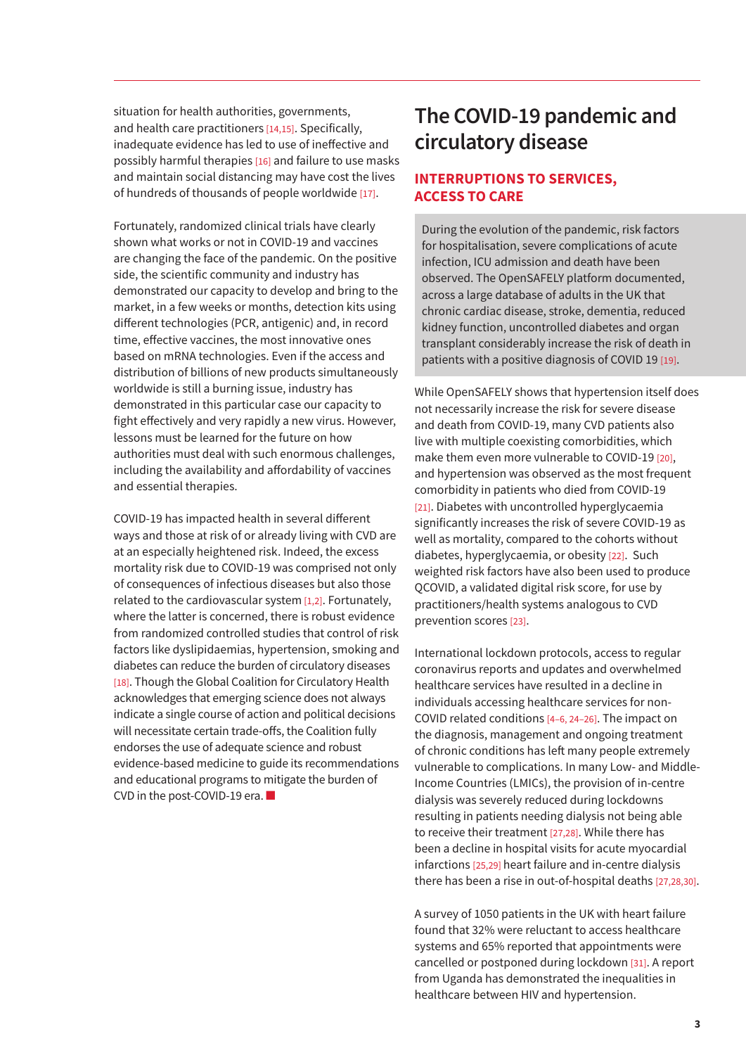situation for health authorities, governments, and health care practitioners [14,15]. Specifically, inadequate evidence has led to use of ineffective and possibly harmful therapies [16] and failure to use masks and maintain social distancing may have cost the lives of hundreds of thousands of people worldwide [17].

Fortunately, randomized clinical trials have clearly shown what works or not in COVID-19 and vaccines are changing the face of the pandemic. On the positive side, the scientific community and industry has demonstrated our capacity to develop and bring to the market, in a few weeks or months, detection kits using different technologies (PCR, antigenic) and, in record time, effective vaccines, the most innovative ones based on mRNA technologies. Even if the access and distribution of billions of new products simultaneously worldwide is still a burning issue, industry has demonstrated in this particular case our capacity to fight effectively and very rapidly a new virus. However, lessons must be learned for the future on how authorities must deal with such enormous challenges, including the availability and affordability of vaccines and essential therapies.

COVID-19 has impacted health in several different ways and those at risk of or already living with CVD are at an especially heightened risk. Indeed, the excess mortality risk due to COVID-19 was comprised not only of consequences of infectious diseases but also those related to the cardiovascular system [1,2]. Fortunately, where the latter is concerned, there is robust evidence from randomized controlled studies that control of risk factors like dyslipidaemias, hypertension, smoking and diabetes can reduce the burden of circulatory diseases [18]. Though the Global Coalition for Circulatory Health acknowledges that emerging science does not always indicate a single course of action and political decisions will necessitate certain trade-offs, the Coalition fully endorses the use of adequate science and robust evidence-based medicine to guide its recommendations and educational programs to mitigate the burden of CVD in the post-COVID-19 era. ■

# The COVID-19 pandemic and circulatory disease

## INTERRUPTIONS TO SERVICES, ACCESS TO CARE

During the evolution of the pandemic, risk factors for hospitalisation, severe complications of acute infection, ICU admission and death have been observed. The OpenSAFELY platform documented, across a large database of adults in the UK that chronic cardiac disease, stroke, dementia, reduced kidney function, uncontrolled diabetes and organ transplant considerably increase the risk of death in patients with a positive diagnosis of COVID 19 [19].

While OpenSAFELY shows that hypertension itself does not necessarily increase the risk for severe disease and death from COVID-19, many CVD patients also live with multiple coexisting comorbidities, which make them even more vulnerable to COVID-19 [20], and hypertension was observed as the most frequent comorbidity in patients who died from COVID-19 [21]. Diabetes with uncontrolled hyperglycaemia significantly increases the risk of severe COVID-19 as well as mortality, compared to the cohorts without diabetes, hyperglycaemia, or obesity [22]. Such weighted risk factors have also been used to produce QCOVID, a validated digital risk score, for use by practitioners/health systems analogous to CVD prevention scores [23].

International lockdown protocols, access to regular coronavirus reports and updates and overwhelmed healthcare services have resulted in a decline in individuals accessing healthcare services for non-COVID related conditions [4–6, 24–26]. The impact on the diagnosis, management and ongoing treatment of chronic conditions has left many people extremely vulnerable to complications. In many Low- and Middle-Income Countries (LMICs), the provision of in-centre dialysis was severely reduced during lockdowns resulting in patients needing dialysis not being able to receive their treatment [27,28]. While there has been a decline in hospital visits for acute myocardial infarctions [25,29] heart failure and in-centre dialysis there has been a rise in out-of-hospital deaths [27,28,30].

A survey of 1050 patients in the UK with heart failure found that 32% were reluctant to access healthcare systems and 65% reported that appointments were cancelled or postponed during lockdown [31]. A report from Uganda has demonstrated the inequalities in healthcare between HIV and hypertension.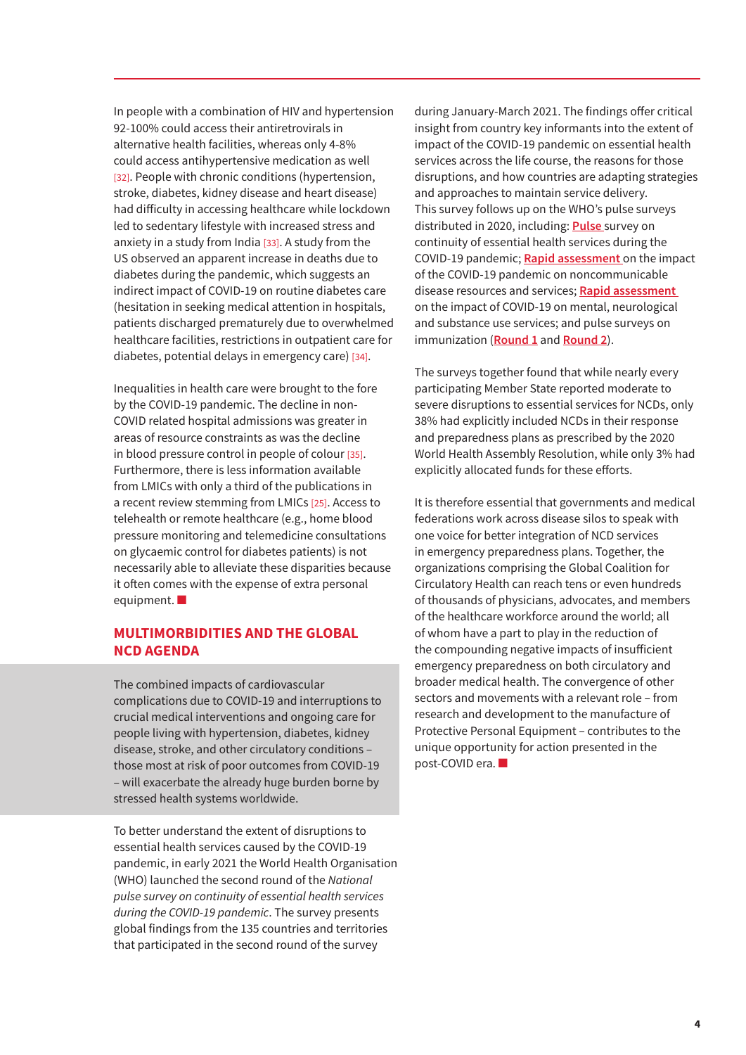In people with a combination of HIV and hypertension 92-100% could access their antiretrovirals in alternative health facilities, whereas only 4-8% could access antihypertensive medication as well [32]. People with chronic conditions (hypertension, stroke, diabetes, kidney disease and heart disease) had difficulty in accessing healthcare while lockdown led to sedentary lifestyle with increased stress and anxiety in a study from India [33]. A study from the US observed an apparent increase in deaths due to diabetes during the pandemic, which suggests an indirect impact of COVID-19 on routine diabetes care (hesitation in seeking medical attention in hospitals, patients discharged prematurely due to overwhelmed healthcare facilities, restrictions in outpatient care for diabetes, potential delays in emergency care) [34].

Inequalities in health care were brought to the fore by the COVID-19 pandemic. The decline in non-COVID related hospital admissions was greater in areas of resource constraints as was the decline in blood pressure control in people of colour [35]. Furthermore, there is less information available from LMICs with only a third of the publications in a recent review stemming from LMICs [25]. Access to telehealth or remote healthcare (e.g., home blood pressure monitoring and telemedicine consultations on glycaemic control for diabetes patients) is not necessarily able to alleviate these disparities because it often comes with the expense of extra personal equipment. ■

## MULTIMORBIDITIES AND THE GLOBAL NCD AGENDA

The combined impacts of cardiovascular complications due to COVID-19 and interruptions to crucial medical interventions and ongoing care for people living with hypertension, diabetes, kidney disease, stroke, and other circulatory conditions – those most at risk of poor outcomes from COVID-19 – will exacerbate the already huge burden borne by stressed health systems worldwide.

To better understand the extent of disruptions to essential health services caused by the COVID-19 pandemic, in early 2021 the World Health Organisation (WHO) launched the second round of the *National pulse survey on continuity of essential health services during the COVID-19 pandemic*. The survey presents global findings from the 135 countries and territories that participated in the second round of the survey during January-March 2021. The findings offer critical insight from country key informants into the extent of impact of the COVID-19 pandemic on essential health services across the life course, the reasons for those disruptions, and how countries are adapting strategies and approaches to maintain service delivery. This survey follows up on the WHO's pulse surveys distributed in 2020, including: **Pulse** survey on continuity of essential health services during the COVID-19 pandemic; **Rapid assessment** on the impact of the COVID-19 pandemic on noncommunicable disease resources and services; **Rapid assessment** on the impact of COVID-19 on mental, neurological and substance use services; and pulse surveys on immunization (**Round 1** and **Round 2**).

The surveys together found that while nearly every participating Member State reported moderate to severe disruptions to essential services for NCDs, only 38% had explicitly included NCDs in their response and preparedness plans as prescribed by the 2020 World Health Assembly Resolution, while only 3% had explicitly allocated funds for these efforts.

It is therefore essential that governments and medical federations work across disease silos to speak with one voice for better integration of NCD services in emergency preparedness plans. Together, the organizations comprising the Global Coalition for Circulatory Health can reach tens or even hundreds of thousands of physicians, advocates, and members of the healthcare workforce around the world; all of whom have a part to play in the reduction of the compounding negative impacts of insufficient emergency preparedness on both circulatory and broader medical health. The convergence of other sectors and movements with a relevant role – from research and development to the manufacture of Protective Personal Equipment – contributes to the unique opportunity for action presented in the post-COVID era. ■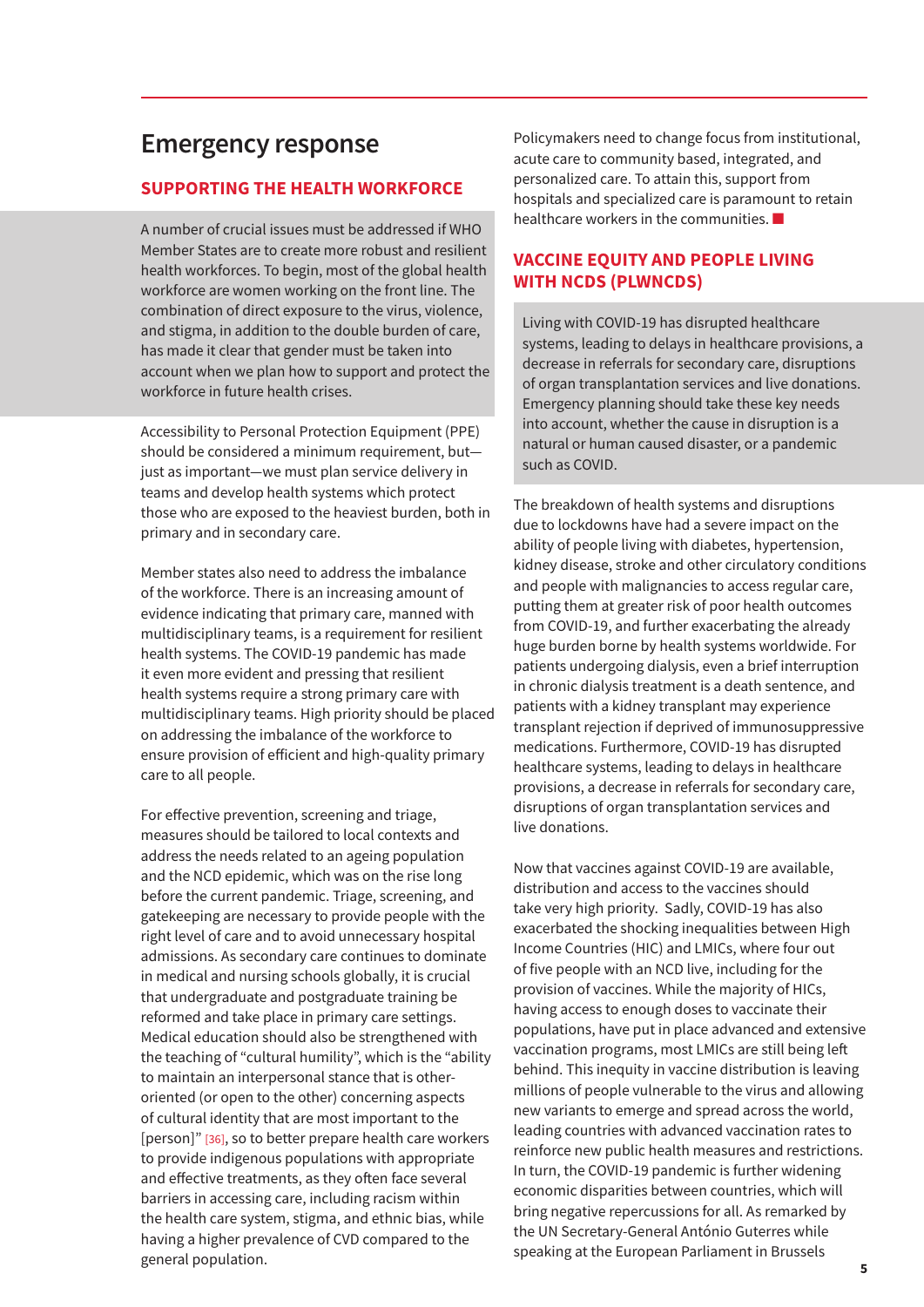# Emergency response

## SUPPORTING THE HEALTH WORKFORCE

A number of crucial issues must be addressed if WHO Member States are to create more robust and resilient health workforces. To begin, most of the global health workforce are women working on the front line. The combination of direct exposure to the virus, violence, and stigma, in addition to the double burden of care, has made it clear that gender must be taken into account when we plan how to support and protect the workforce in future health crises.

Accessibility to Personal Protection Equipment (PPE) should be considered a minimum requirement, but—just as important—we must plan service delivery in teams and develop health systems which protect those who are exposed to the heaviest burden, both in primary and in secondary care.

Member states also need to address the imbalance of the workforce. There is an increasing amount of evidence indicating that primary care, manned with multidisciplinary teams, is a requirement for resilient health systems. The COVID-19 pandemic has made it even more evident and pressing that resilient health systems require a strong primary care with multidisciplinary teams. High priority should be placed on addressing the imbalance of the workforce to ensure provision of efficient and high-quality primary care to all people.

For effective prevention, screening and triage, measures should be tailored to local contexts and address the needs related to an ageing population and the NCD epidemic, which was on the rise long before the current pandemic. Triage, screening, and gatekeeping are necessary to provide people with the right level of care and to avoid unnecessary hospital admissions. As secondary care continues to dominate in medical and nursing schools globally, it is crucial that undergraduate and postgraduate training be reformed and take place in primary care settings. Medical education should also be strengthened with the teaching of "cultural humility", which is the "ability to maintain an interpersonal stance that is other-oriented (or open to the other) concerning aspects of cultural identity that are most important to the [person]" [36], so to better prepare health care workers to provide indigenous populations with appropriate and effective treatments, as they often face several barriers in accessing care, including racism within the health care system, stigma, and ethnic bias, while having a higher prevalence of CVD compared to the general population.

Policymakers need to change focus from institutional, acute care to community based, integrated, and personalized care. To attain this, support from hospitals and specialized care is paramount to retain healthcare workers in the communities. ■

## VACCINE EQUITY AND PEOPLE LIVING WITH NCDS (PLWNCDS)

Living with COVID-19 has disrupted healthcare systems, leading to delays in healthcare provisions, a decrease in referrals for secondary care, disruptions of organ transplantation services and live donations. Emergency planning should take these key needs into account, whether the cause in disruption is a natural or human caused disaster, or a pandemic such as COVID.

The breakdown of health systems and disruptions due to lockdowns have had a severe impact on the ability of people living with diabetes, hypertension, kidney disease, stroke and other circulatory conditions and people with malignancies to access regular care, putting them at greater risk of poor health outcomes from COVID-19, and further exacerbating the already huge burden borne by health systems worldwide. For patients undergoing dialysis, even a brief interruption in chronic dialysis treatment is a death sentence, and patients with a kidney transplant may experience transplant rejection if deprived of immunosuppressive medications. Furthermore, COVID-19 has disrupted healthcare systems, leading to delays in healthcare provisions, a decrease in referrals for secondary care, disruptions of organ transplantation services and live donations.

Now that vaccines against COVID-19 are available, distribution and access to the vaccines should take very high priority. Sadly, COVID-19 has also exacerbated the shocking inequalities between High Income Countries (HIC) and LMICs, where four out of five people with an NCD live, including for the provision of vaccines. While the majority of HICs, having access to enough doses to vaccinate their populations, have put in place advanced and extensive vaccination programs, most LMICs are still being left behind. This inequity in vaccine distribution is leaving millions of people vulnerable to the virus and allowing new variants to emerge and spread across the world, leading countries with advanced vaccination rates to reinforce new public health measures and restrictions. In turn, the COVID-19 pandemic is further widening economic disparities between countries, which will bring negative repercussions for all. As remarked by the UN Secretary-General António Guterres while speaking at the European Parliament in Brussels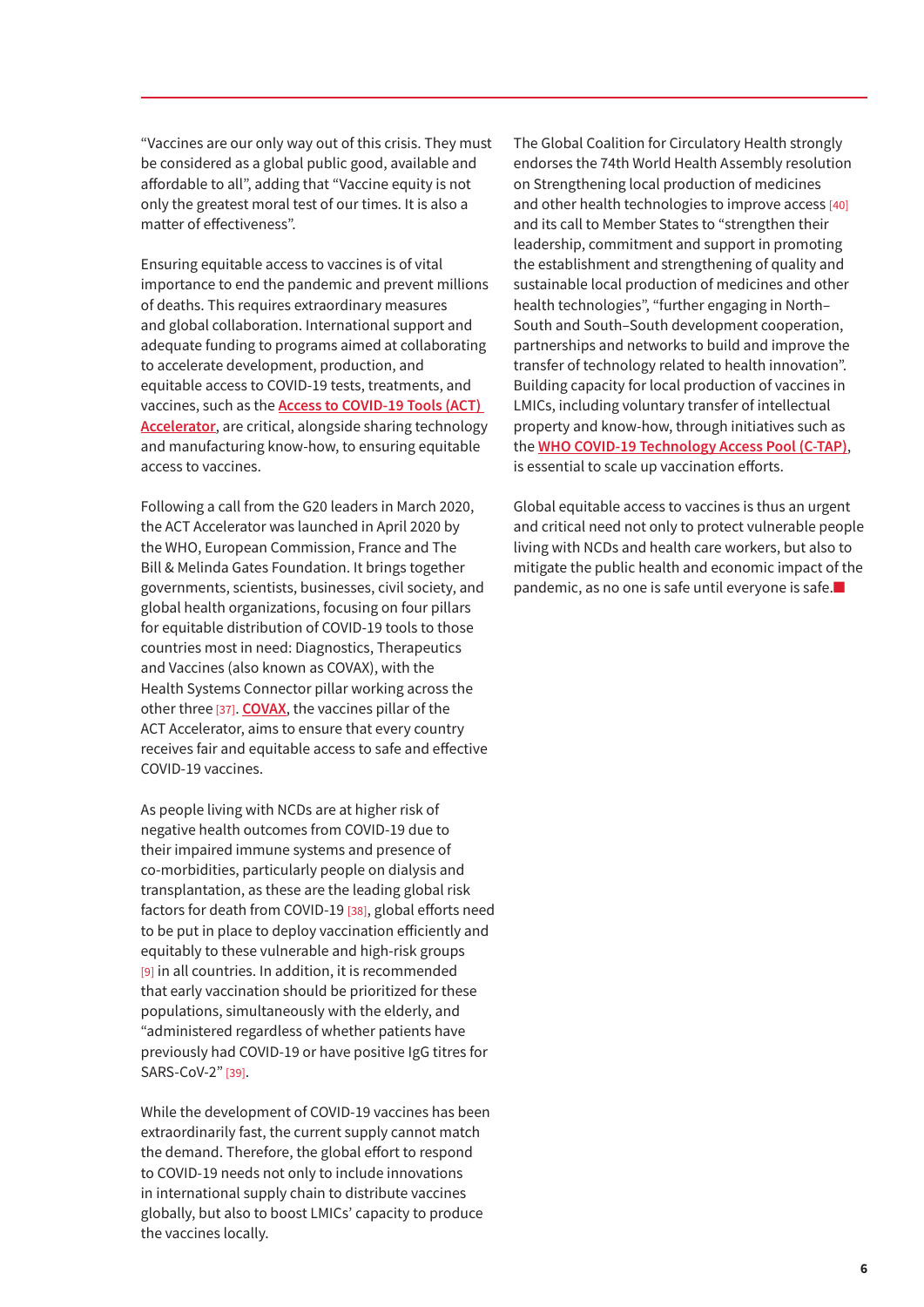"Vaccines are our only way out of this crisis. They must be considered as a global public good, available and affordable to all", adding that "Vaccine equity is not only the greatest moral test of our times. It is also a matter of effectiveness".

Ensuring equitable access to vaccines is of vital importance to end the pandemic and prevent millions of deaths. This requires extraordinary measures and global collaboration. International support and adequate funding to programs aimed at collaborating to accelerate development, production, and equitable access to COVID-19 tests, treatments, and vaccines, such as the **Access to COVID-19 Tools (ACT) Accelerator**, are critical, alongside sharing technology and manufacturing know-how, to ensuring equitable access to vaccines.

Following a call from the G20 leaders in March 2020, the ACT Accelerator was launched in April 2020 by the WHO, European Commission, France and The Bill & Melinda Gates Foundation. It brings together governments, scientists, businesses, civil society, and global health organizations, focusing on four pillars for equitable distribution of COVID-19 tools to those countries most in need: Diagnostics, Therapeutics and Vaccines (also known as COVAX), with the Health Systems Connector pillar working across the other three [37]. **COVAX**, the vaccines pillar of the ACT Accelerator, aims to ensure that every country receives fair and equitable access to safe and effective COVID-19 vaccines.

As people living with NCDs are at higher risk of negative health outcomes from COVID-19 due to their impaired immune systems and presence of co-morbidities, particularly people on dialysis and transplantation, as these are the leading global risk factors for death from COVID-19 [38], global efforts need to be put in place to deploy vaccination efficiently and equitably to these vulnerable and high-risk groups [9] in all countries. In addition, it is recommended that early vaccination should be prioritized for these populations, simultaneously with the elderly, and "administered regardless of whether patients have previously had COVID-19 or have positive IgG titres for SARS-CoV-2" [39].

While the development of COVID-19 vaccines has been extraordinarily fast, the current supply cannot match the demand. Therefore, the global effort to respond to COVID-19 needs not only to include innovations in international supply chain to distribute vaccines globally, but also to boost LMICs' capacity to produce the vaccines locally.

The Global Coalition for Circulatory Health strongly endorses the 74th World Health Assembly resolution on Strengthening local production of medicines and other health technologies to improve access [40] and its call to Member States to "strengthen their leadership, commitment and support in promoting the establishment and strengthening of quality and sustainable local production of medicines and other health technologies", "further engaging in North–South and South–South development cooperation, partnerships and networks to build and improve the transfer of technology related to health innovation". Building capacity for local production of vaccines in LMICs, including voluntary transfer of intellectual property and know-how, through initiatives such as the **WHO COVID-19 Technology Access Pool (C-TAP)**, is essential to scale up vaccination efforts.

Global equitable access to vaccines is thus an urgent and critical need not only to protect vulnerable people living with NCDs and health care workers, but also to mitigate the public health and economic impact of the pandemic, as no one is safe until everyone is safe.■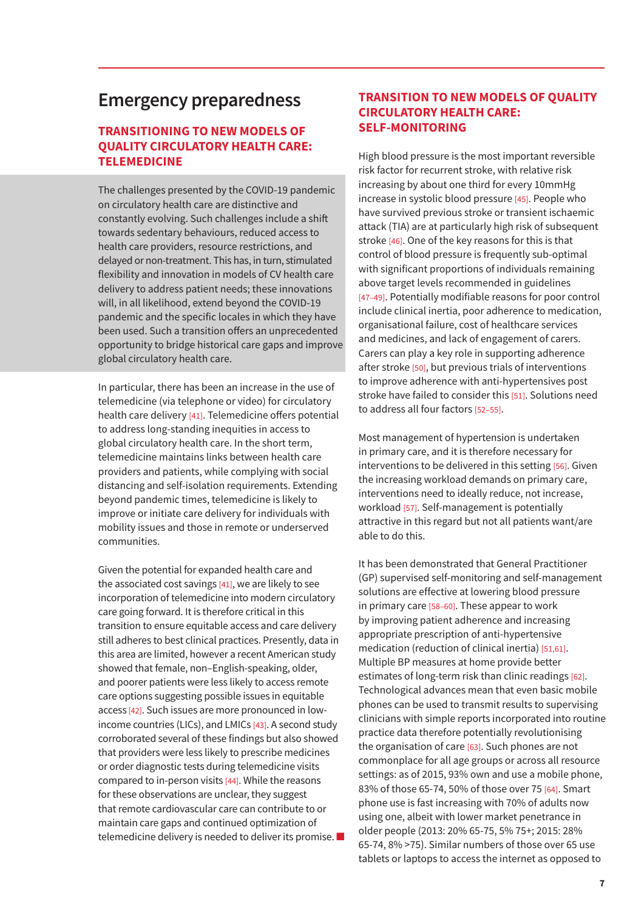# Emergency preparedness

## TRANSITIONING TO NEW MODELS OF QUALITY CIRCULATORY HEALTH CARE: TELEMEDICINE

The challenges presented by the COVID-19 pandemic on circulatory health care are distinctive and constantly evolving. Such challenges include a shift towards sedentary behaviours, reduced access to health care providers, resource restrictions, and delayed or non-treatment. This has, in turn, stimulated flexibility and innovation in models of CV health care delivery to address patient needs; these innovations will, in all likelihood, extend beyond the COVID-19 pandemic and the specific locales in which they have been used. Such a transition offers an unprecedented opportunity to bridge historical care gaps and improve global circulatory health care.

In particular, there has been an increase in the use of telemedicine (via telephone or video) for circulatory health care delivery [41]. Telemedicine offers potential to address long-standing inequities in access to global circulatory health care. In the short term, telemedicine maintains links between health care providers and patients, while complying with social distancing and self-isolation requirements. Extending beyond pandemic times, telemedicine is likely to improve or initiate care delivery for individuals with mobility issues and those in remote or underserved communities.

Given the potential for expanded health care and the associated cost savings [41], we are likely to see incorporation of telemedicine into modern circulatory care going forward. It is therefore critical in this transition to ensure equitable access and care delivery still adheres to best clinical practices. Presently, data in this area are limited, however a recent American study showed that female, non–English-speaking, older, and poorer patients were less likely to access remote care options suggesting possible issues in equitable access [42]. Such issues are more pronounced in low-income countries (LICs), and LMICs [43]. A second study corroborated several of these findings but also showed that providers were less likely to prescribe medicines or order diagnostic tests during telemedicine visits compared to in-person visits [44]. While the reasons for these observations are unclear, they suggest that remote cardiovascular care can contribute to or maintain care gaps and continued optimization of telemedicine delivery is needed to deliver its promise. ■

## TRANSITION TO NEW MODELS OF QUALITY CIRCULATORY HEALTH CARE: SELF-MONITORING

High blood pressure is the most important reversible risk factor for recurrent stroke, with relative risk increasing by about one third for every 10mmHg increase in systolic blood pressure [45]. People who have survived previous stroke or transient ischaemic attack (TIA) are at particularly high risk of subsequent stroke [46]. One of the key reasons for this is that control of blood pressure is frequently sub-optimal with significant proportions of individuals remaining above target levels recommended in guidelines [47–49]. Potentially modifiable reasons for poor control include clinical inertia, poor adherence to medication, organisational failure, cost of healthcare services and medicines, and lack of engagement of carers. Carers can play a key role in supporting adherence after stroke [50], but previous trials of interventions to improve adherence with anti-hypertensives post stroke have failed to consider this [51]. Solutions need to address all four factors [52–55].

Most management of hypertension is undertaken in primary care, and it is therefore necessary for interventions to be delivered in this setting [56]. Given the increasing workload demands on primary care, interventions need to ideally reduce, not increase, workload [57]. Self-management is potentially attractive in this regard but not all patients want/are able to do this.

It has been demonstrated that General Practitioner (GP) supervised self-monitoring and self-management solutions are effective at lowering blood pressure in primary care [58–60]. These appear to work by improving patient adherence and increasing appropriate prescription of anti-hypertensive medication (reduction of clinical inertia) [51,61]. Multiple BP measures at home provide better estimates of long-term risk than clinic readings [62]. Technological advances mean that even basic mobile phones can be used to transmit results to supervising clinicians with simple reports incorporated into routine practice data therefore potentially revolutionising the organisation of care [63]. Such phones are not commonplace for all age groups or across all resource settings: as of 2015, 93% own and use a mobile phone, 83% of those 65-74, 50% of those over 75 [64]. Smart phone use is fast increasing with 70% of adults now using one, albeit with lower market penetrance in older people (2013: 20% 65-75, 5% 75+; 2015: 28% 65-74, 8% >75). Similar numbers of those over 65 use tablets or laptops to access the internet as opposed to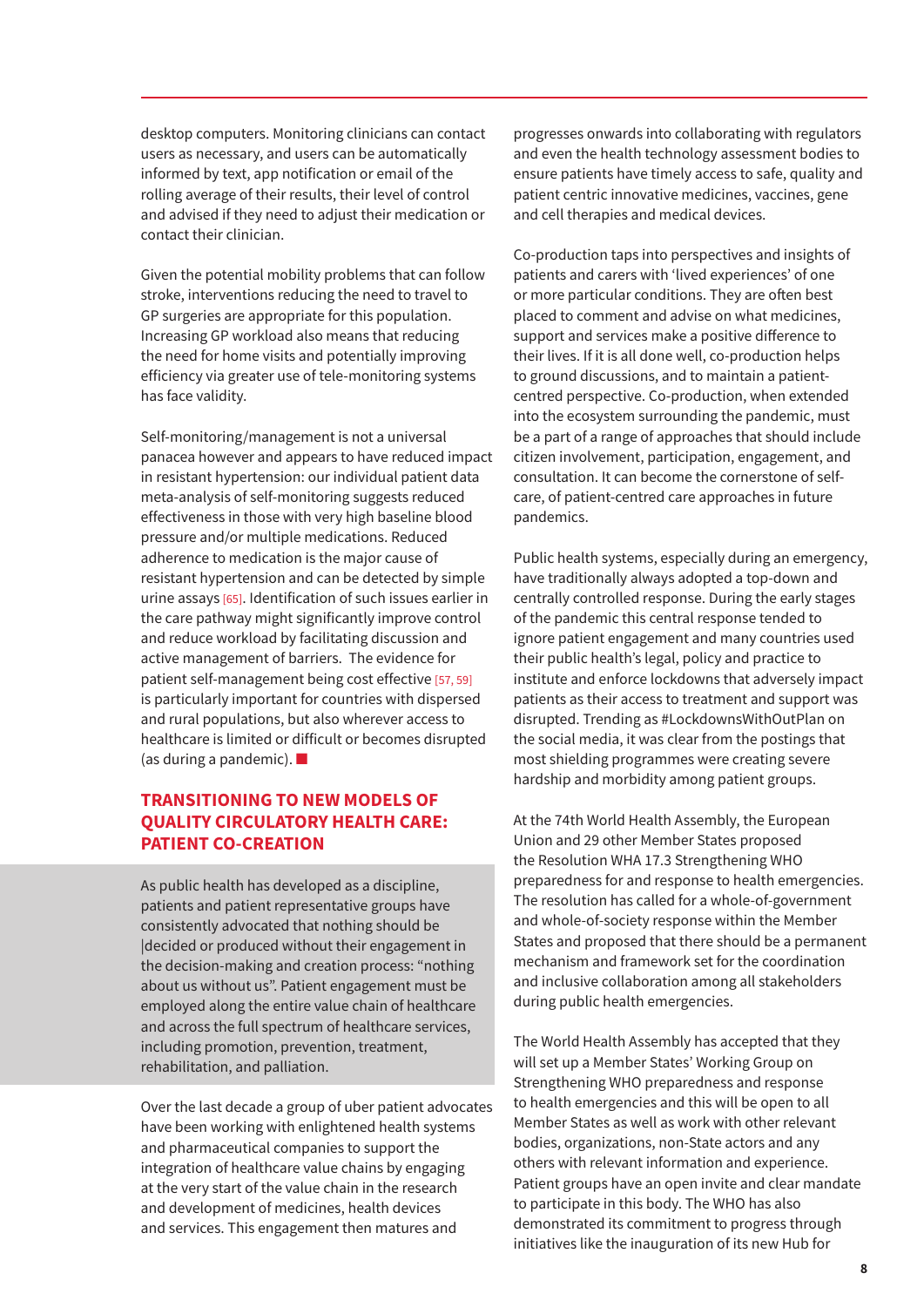desktop computers. Monitoring clinicians can contact users as necessary, and users can be automatically informed by text, app notification or email of the rolling average of their results, their level of control and advised if they need to adjust their medication or contact their clinician.

Given the potential mobility problems that can follow stroke, interventions reducing the need to travel to GP surgeries are appropriate for this population. Increasing GP workload also means that reducing the need for home visits and potentially improving efficiency via greater use of tele-monitoring systems has face validity.

Self-monitoring/management is not a universal panacea however and appears to have reduced impact in resistant hypertension: our individual patient data meta-analysis of self-monitoring suggests reduced effectiveness in those with very high baseline blood pressure and/or multiple medications. Reduced adherence to medication is the major cause of resistant hypertension and can be detected by simple urine assays [65]. Identification of such issues earlier in the care pathway might significantly improve control and reduce workload by facilitating discussion and active management of barriers. The evidence for patient self-management being cost effective [57, 59] is particularly important for countries with dispersed and rural populations, but also wherever access to healthcare is limited or difficult or becomes disrupted (as during a pandemic). ■

## TRANSITIONING TO NEW MODELS OF QUALITY CIRCULATORY HEALTH CARE: PATIENT CO-CREATION

As public health has developed as a discipline, patients and patient representative groups have consistently advocated that nothing should be |decided or produced without their engagement in the decision-making and creation process: "nothing about us without us". Patient engagement must be employed along the entire value chain of healthcare and across the full spectrum of healthcare services, including promotion, prevention, treatment, rehabilitation, and palliation.

Over the last decade a group of uber patient advocates have been working with enlightened health systems and pharmaceutical companies to support the integration of healthcare value chains by engaging at the very start of the value chain in the research and development of medicines, health devices and services. This engagement then matures and progresses onwards into collaborating with regulators and even the health technology assessment bodies to ensure patients have timely access to safe, quality and patient centric innovative medicines, vaccines, gene and cell therapies and medical devices.

Co-production taps into perspectives and insights of patients and carers with 'lived experiences' of one or more particular conditions. They are often best placed to comment and advise on what medicines, support and services make a positive difference to their lives. If it is all done well, co-production helps to ground discussions, and to maintain a patient-centred perspective. Co-production, when extended into the ecosystem surrounding the pandemic, must be a part of a range of approaches that should include citizen involvement, participation, engagement, and consultation. It can become the cornerstone of self-care, of patient-centred care approaches in future pandemics.

Public health systems, especially during an emergency, have traditionally always adopted a top-down and centrally controlled response. During the early stages of the pandemic this central response tended to ignore patient engagement and many countries used their public health's legal, policy and practice to institute and enforce lockdowns that adversely impact patients as their access to treatment and support was disrupted. Trending as #LockdownsWithOutPlan on the social media, it was clear from the postings that most shielding programmes were creating severe hardship and morbidity among patient groups.

At the 74th World Health Assembly, the European Union and 29 other Member States proposed the Resolution WHA 17.3 Strengthening WHO preparedness and response to health emergencies. The resolution has called for a whole-of-government and whole-of-society response within the Member States and proposed that there should be a permanent mechanism and framework set for the coordination and inclusive collaboration among all stakeholders during public health emergencies.

The World Health Assembly has accepted that they will set up a Member States' Working Group on Strengthening WHO preparedness and response to health emergencies and this will be open to all Member States as well as work with other relevant bodies, organizations, non-State actors and any others with relevant information and experience. Patient groups have an open invite and clear mandate to participate in this body. The WHO has also demonstrated its commitment to progress through initiatives like the inauguration of its new Hub for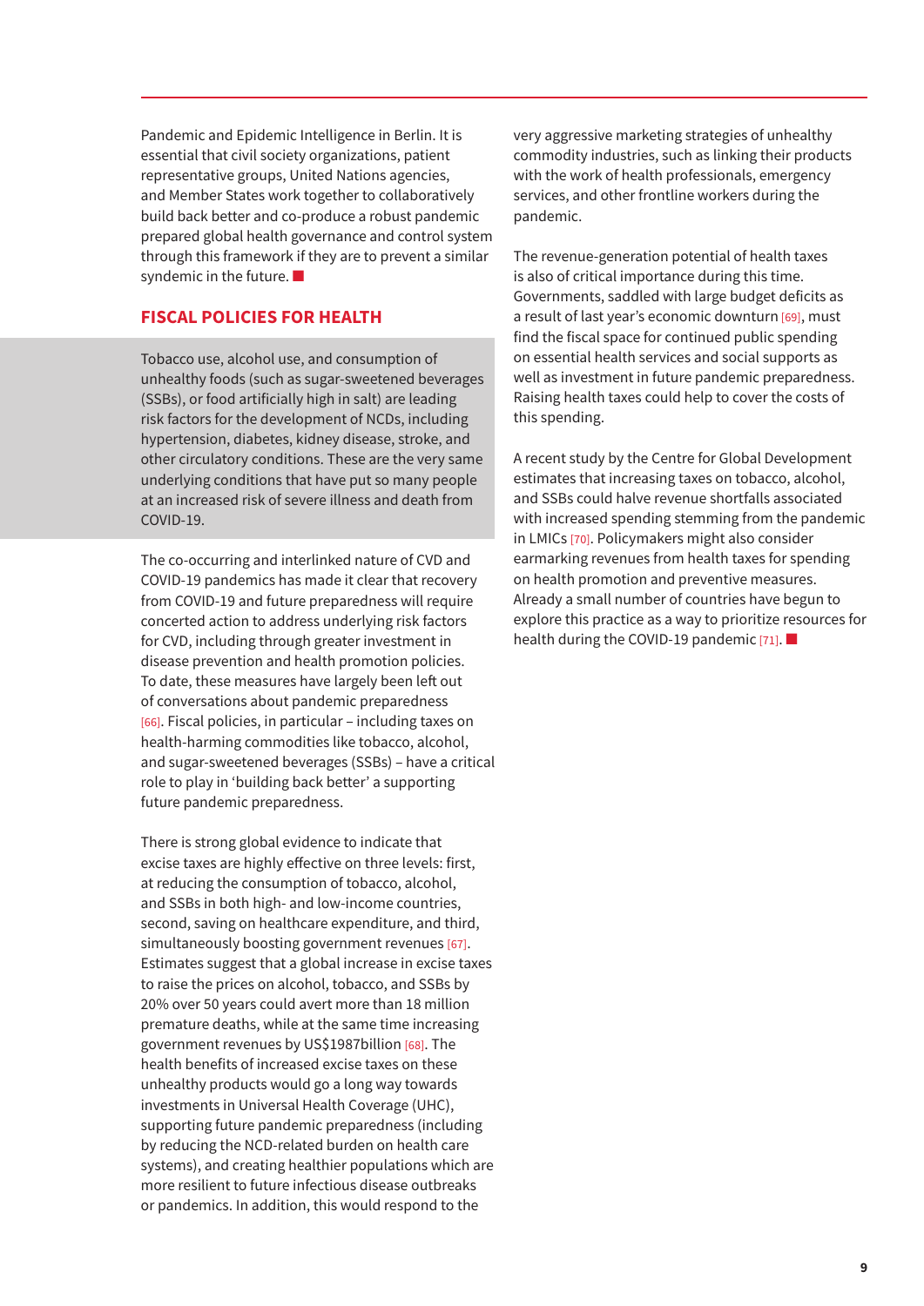Pandemic and Epidemic Intelligence in Berlin. It is essential that civil society organizations, patient representative groups, United Nations agencies, and Member States work together to collaboratively build back better and co-produce a robust pandemic prepared global health governance and control system through this framework if they are to prevent a similar syndemic in the future. ■

## FISCAL POLICIES FOR HEALTH

Tobacco use, alcohol use, and consumption of unhealthy foods (such as sugar-sweetened beverages (SSBs), or food artificially high in salt) are leading risk factors for the development of NCDs, including hypertension, diabetes, kidney disease, stroke, and other circulatory conditions. These are the very same underlying conditions that have put so many people at an increased risk of severe illness and death from COVID-19.

The co-occurring and interlinked nature of CVD and COVID-19 pandemics has made it clear that recovery from COVID-19 and future preparedness will require concerted action to address underlying risk factors for CVD, including through greater investment in disease prevention and health promotion policies. To date, these measures have largely been left out of conversations about pandemic preparedness [66]. Fiscal policies, in particular – including taxes on health-harming commodities like tobacco, alcohol, and sugar-sweetened beverages (SSBs) – have a critical role to play in 'building back better' a supporting future pandemic preparedness.

There is strong global evidence to indicate that excise taxes are highly effective on three levels: first, at reducing the consumption of tobacco, alcohol, and SSBs in both high- and low-income countries, second, saving on healthcare expenditure, and third, simultaneously boosting government revenues [67]. Estimates suggest that a global increase in excise taxes to raise the prices on alcohol, tobacco, and SSBs by 20% over 50 years could avert more than 18 million premature deaths, while at the same time increasing government revenues by US$1987billion [68]. The health benefits of increased excise taxes on these unhealthy products would go a long way towards investments in Universal Health Coverage (UHC), supporting future pandemic preparedness (including by reducing the NCD-related burden on health care systems), and creating healthier populations which are more resilient to future infectious disease outbreaks or pandemics. In addition, this would respond to the very aggressive marketing strategies of unhealthy commodity industries, such as linking their products with the work of health professionals, emergency services, and other frontline workers during the pandemic.

The revenue-generation potential of health taxes is also of critical importance during this time. Governments, saddled with large budget deficits as a result of last year's economic downturn [69], must find the fiscal space for continued public spending on essential health services and social supports as well as investment in future pandemic preparedness. Raising health taxes could help to cover the costs of this spending.

A recent study by the Centre for Global Development estimates that increasing taxes on tobacco, alcohol, and SSBs could halve revenue shortfalls associated with increased spending stemming from the pandemic in LMICs [70]. Policymakers might also consider earmarking revenues from health taxes for spending on health promotion and preventive measures. Already a small number of countries have begun to explore this practice as a way to prioritize resources for health during the COVID-19 pandemic [71]. ■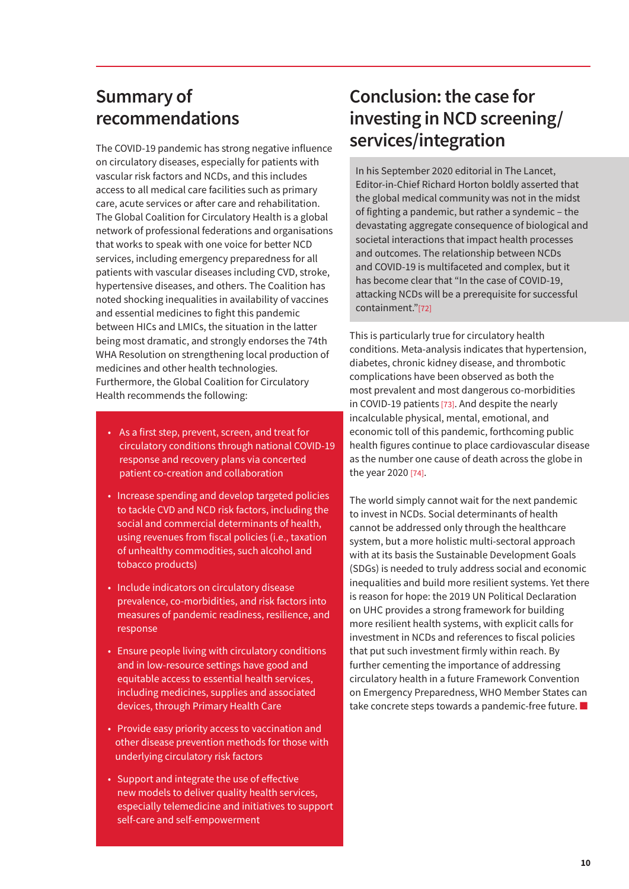## Summary of recommendations

The COVID-19 pandemic has strong negative influence on circulatory diseases, especially for patients with vascular risk factors and NCDs, and this includes access to all medical care facilities such as primary care, acute services or after care and rehabilitation. The Global Coalition for Circulatory Health is a global network of professional federations and organisations that works to speak with one voice for better NCD services, including emergency preparedness for all patients with vascular diseases including CVD, stroke, hypertensive diseases, and others. The Coalition has noted shocking inequalities in availability of vaccines and essential medicines to fight this pandemic between HICs and LMICs, the situation in the latter being most dramatic, and strongly endorses the 74th WHA Resolution on strengthening local production of medicines and other health technologies. Furthermore, the Global Coalition for Circulatory Health recommends the following:

- As a first step, prevent, screen, and treat for circulatory conditions through national COVID-19 response and recovery plans via concerted patient co-creation and collaboration
- Increase spending and develop targeted policies to tackle CVD and NCD risk factors, including the social and commercial determinants of health, using revenues from fiscal policies (i.e., taxation of unhealthy commodities, such alcohol and tobacco products)
- Include indicators on circulatory disease prevalence, co-morbidities, and risk factors into measures of pandemic readiness, resilience, and response
- Ensure people living with circulatory conditions and in low-resource settings have good and equitable access to essential health services, including medicines, supplies and associated devices, through Primary Health Care
- Provide easy priority access to vaccination and other disease prevention methods for those with underlying circulatory risk factors
- Support and integrate the use of effective new models to deliver quality health services, especially telemedicine and initiatives to support self-care and self-empowerment

## Conclusion: the case for investing in NCD screening/services/integration

In his September 2020 editorial in The Lancet, Editor-in-Chief Richard Horton boldly asserted that the global medical community was not in the midst of fighting a pandemic, but rather a syndemic – the devastating aggregate consequence of biological and societal interactions that impact health processes and outcomes. The relationship between NCDs and COVID-19 is multifaceted and complex, but it has become clear that "In the case of COVID-19, attacking NCDs will be a prerequisite for successful containment."[72]

This is particularly true for circulatory health conditions. Meta-analysis indicates that hypertension, diabetes, chronic kidney disease, and thrombotic complications have been observed as both the most prevalent and most dangerous co-morbidities in COVID-19 patients [73]. And despite the nearly incalculable physical, mental, emotional, and economic toll of this pandemic, forthcoming public health figures continue to place cardiovascular disease as the number one cause of death across the globe in the year 2020 [74].

The world simply cannot wait for the next pandemic to invest in NCDs. Social determinants of health cannot be addressed only through the healthcare system, but a more holistic multi-sectoral approach with at its basis the Sustainable Development Goals (SDGs) is needed to truly address social and economic inequalities and build more resilient systems. Yet there is reason for hope: the 2019 UN Political Declaration on UHC provides a strong framework for building more resilient health systems, with explicit calls for investment in NCDs and references to fiscal policies that put such investment firmly within reach. By further cementing the importance of addressing circulatory health in a future Framework Convention on Emergency Preparedness, WHO Member States can take concrete steps towards a pandemic-free future.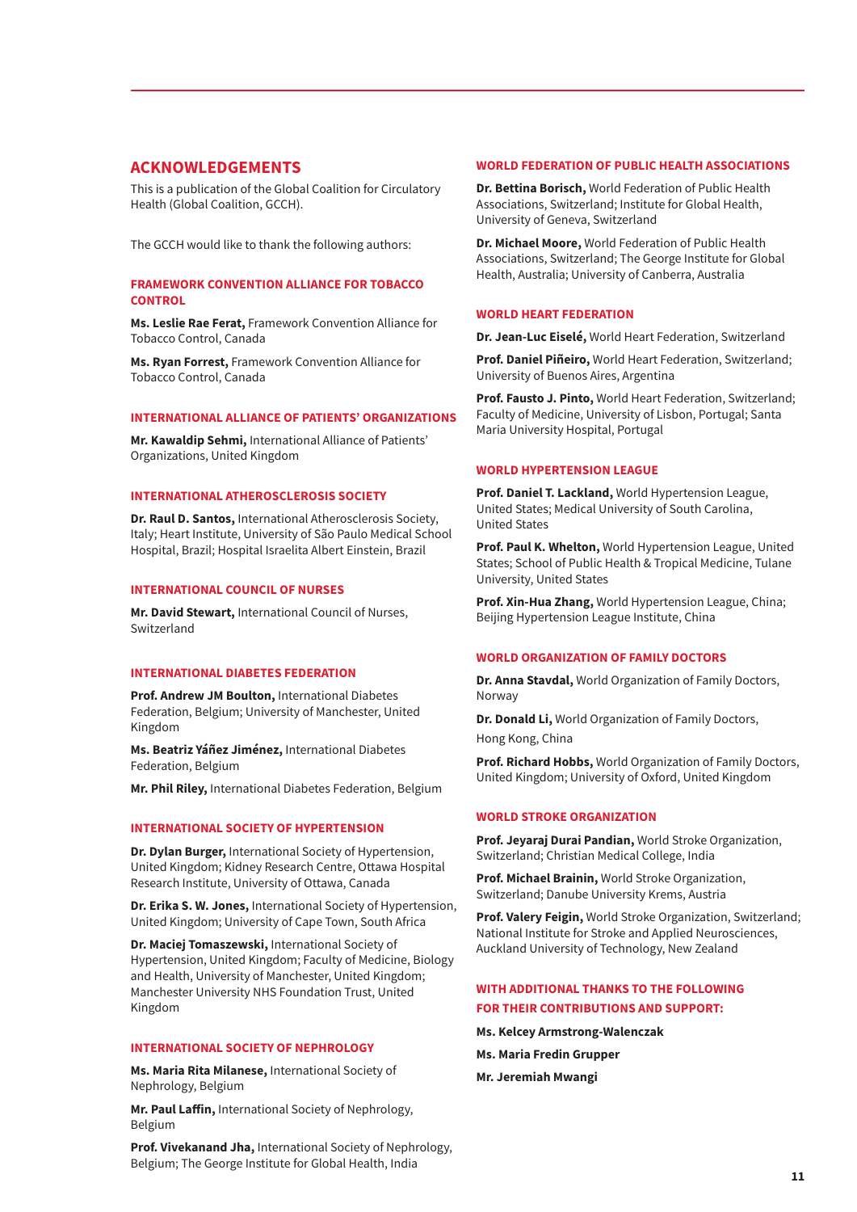## ACKNOWLEDGEMENTS

This is a publication of the Global Coalition for Circulatory Health (Global Coalition, GCCH).

The GCCH would like to thank the following authors:

### FRAMEWORK CONVENTION ALLIANCE FOR TOBACCO CONTROL

**Ms. Leslie Rae Ferat,** Framework Convention Alliance for Tobacco Control, Canada

**Ms. Ryan Forrest,** Framework Convention Alliance for Tobacco Control, Canada

### INTERNATIONAL ALLIANCE OF PATIENTS' ORGANIZATIONS

**Mr. Kawaldip Sehmi,** International Alliance of Patients' Organizations, United Kingdom

### INTERNATIONAL ATHEROSCLEROSIS SOCIETY

**Dr. Raul D. Santos,** International Atherosclerosis Society, Italy; Heart Institute, University of São Paulo Medical School Hospital, Brazil; Hospital Israelita Albert Einstein, Brazil

### INTERNATIONAL COUNCIL OF NURSES

**Mr. David Stewart,** International Council of Nurses, Switzerland

### INTERNATIONAL DIABETES FEDERATION

**Prof. Andrew JM Boulton,** International Diabetes Federation, Belgium; University of Manchester, United Kingdom

**Ms. Beatriz Yáñez Jiménez,** International Diabetes Federation, Belgium

**Mr. Phil Riley,** International Diabetes Federation, Belgium

### INTERNATIONAL SOCIETY OF HYPERTENSION

**Dr. Dylan Burger,** International Society of Hypertension, United Kingdom; Kidney Research Centre, Ottawa Hospital Research Institute, University of Ottawa, Canada

**Dr. Erika S. W. Jones,** International Society of Hypertension, United Kingdom; University of Cape Town, South Africa

**Dr. Maciej Tomaszewski,** International Society of Hypertension, United Kingdom; Faculty of Medicine, Biology and Health, University of Manchester, United Kingdom; Manchester University NHS Foundation Trust, United Kingdom

### INTERNATIONAL SOCIETY OF NEPHROLOGY

**Ms. Maria Rita Milanese,** International Society of Nephrology, Belgium

**Mr. Paul Laffin,** International Society of Nephrology, Belgium

**Prof. Vivekanand Jha,** International Society of Nephrology, Belgium; The George Institute for Global Health, India

### WORLD FEDERATION OF PUBLIC HEALTH ASSOCIATIONS

**Dr. Bettina Borisch,** World Federation of Public Health Associations, Switzerland; Institute for Global Health, University of Geneva, Switzerland

**Dr. Michael Moore,** World Federation of Public Health Associations, Switzerland; The George Institute for Global Health, Australia; University of Canberra, Australia

### WORLD HEART FEDERATION

**Dr. Jean-Luc Eiselé,** World Heart Federation, Switzerland

**Prof. Daniel Piñeiro,** World Heart Federation, Switzerland; University of Buenos Aires, Argentina

**Prof. Fausto J. Pinto,** World Heart Federation, Switzerland; Faculty of Medicine, University of Lisbon, Portugal; Santa Maria University Hospital, Portugal

### WORLD HYPERTENSION LEAGUE

**Prof. Daniel T. Lackland,** World Hypertension League, United States; Medical University of South Carolina, United States

**Prof. Paul K. Whelton,** World Hypertension League, United States; School of Public Health & Tropical Medicine, Tulane University, United States

**Prof. Xin-Hua Zhang,** World Hypertension League, China; Beijing Hypertension League Institute, China

### WORLD ORGANIZATION OF FAMILY DOCTORS

**Dr. Anna Stavdal,** World Organization of Family Doctors, Norway

**Dr. Donald Li,** World Organization of Family Doctors, Hong Kong, China

**Prof. Richard Hobbs,** World Organization of Family Doctors, United Kingdom; University of Oxford, United Kingdom

### WORLD STROKE ORGANIZATION

**Prof. Jeyaraj Durai Pandian,** World Stroke Organization, Switzerland; Christian Medical College, India

**Prof. Michael Brainin,** World Stroke Organization, Switzerland; Danube University Krems, Austria

**Prof. Valery Feigin,** World Stroke Organization, Switzerland; National Institute for Stroke and Applied Neurosciences, Auckland University of Technology, New Zealand

### WITH ADDITIONAL THANKS TO THE FOLLOWING FOR THEIR CONTRIBUTIONS AND SUPPORT:

**Ms. Kelcey Armstrong-Walenczak**

**Ms. Maria Fredin Grupper**

**Mr. Jeremiah Mwangi**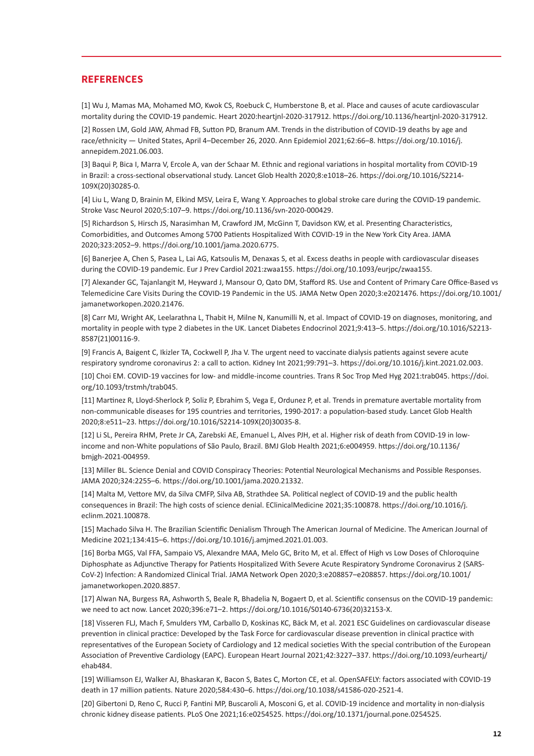## REFERENCES

[1] Wu J, Mamas MA, Mohamed MO, Kwok CS, Roebuck C, Humberstone B, et al. Place and causes of acute cardiovascular mortality during the COVID-19 pandemic. Heart 2020:heartjnl-2020-317912. https://doi.org/10.1136/heartjnl-2020-317912.

[2] Rossen LM, Gold JAW, Ahmad FB, Sutton PD, Branum AM. Trends in the distribution of COVID-19 deaths by age and race/ethnicity — United States, April 4–December 26, 2020. Ann Epidemiol 2021;62:66–8. https://doi.org/10.1016/j.annepidem.2021.06.003.

[3] Baqui P, Bica I, Marra V, Ercole A, van der Schaar M. Ethnic and regional variations in hospital mortality from COVID-19 in Brazil: a cross-sectional observational study. Lancet Glob Health 2020;8:e1018–26. https://doi.org/10.1016/S2214-109X(20)30285-0.

[4] Liu L, Wang D, Brainin M, Elkind MSV, Leira E, Wang Y. Approaches to global stroke care during the COVID-19 pandemic. Stroke Vasc Neurol 2020;5:107–9. https://doi.org/10.1136/svn-2020-000429.

[5] Richardson S, Hirsch JS, Narasimhan M, Crawford JM, McGinn T, Davidson KW, et al. Presenting Characteristics, Comorbidities, and Outcomes Among 5700 Patients Hospitalized With COVID-19 in the New York City Area. JAMA 2020;323:2052–9. https://doi.org/10.1001/jama.2020.6775.

[6] Banerjee A, Chen S, Pasea L, Lai AG, Katsoulis M, Denaxas S, et al. Excess deaths in people with cardiovascular diseases during the COVID-19 pandemic. Eur J Prev Cardiol 2021:zwaa155. https://doi.org/10.1093/eurjpc/zwaa155.

[7] Alexander GC, Tajanlangit M, Heyward J, Mansour O, Qato DM, Stafford RS. Use and Content of Primary Care Office-Based vs Telemedicine Care Visits During the COVID-19 Pandemic in the US. JAMA Netw Open 2020;3:e2021476. https://doi.org/10.1001/jamanetworkopen.2020.21476.

[8] Carr MJ, Wright AK, Leelarathna L, Thabit H, Milne N, Kanumilli N, et al. Impact of COVID-19 on diagnoses, monitoring, and mortality in people with type 2 diabetes in the UK. Lancet Diabetes Endocrinol 2021;9:413–5. https://doi.org/10.1016/S2213-8587(21)00116-9.

[9] Francis A, Baigent C, Ikizler TA, Cockwell P, Jha V. The urgent need to vaccinate dialysis patients against severe acute respiratory syndrome coronavirus 2: a call to action. Kidney Int 2021;99:791–3. https://doi.org/10.1016/j.kint.2021.02.003.

[10] Choi EM. COVID-19 vaccines for low- and middle-income countries. Trans R Soc Trop Med Hyg 2021:trab045. https://doi.org/10.1093/trstmh/trab045.

[11] Martinez R, Lloyd-Sherlock P, Soliz P, Ebrahim S, Vega E, Ordunez P, et al. Trends in premature avertable mortality from non-communicable diseases for 195 countries and territories, 1990-2017: a population-based study. Lancet Glob Health 2020;8:e511–23. https://doi.org/10.1016/S2214-109X(20)30035-8.

[12] Li SL, Pereira RHM, Prete Jr CA, Zarebski AE, Emanuel L, Alves PJH, et al. Higher risk of death from COVID-19 in low-income and non-White populations of São Paulo, Brazil. BMJ Glob Health 2021;6:e004959. https://doi.org/10.1136/bmjgh-2021-004959.

[13] Miller BL. Science Denial and COVID Conspiracy Theories: Potential Neurological Mechanisms and Possible Responses. JAMA 2020;324:2255–6. https://doi.org/10.1001/jama.2020.21332.

[14] Malta M, Vettore MV, da Silva CMFP, Silva AB, Strathdee SA. Political neglect of COVID-19 and the public health consequences in Brazil: The high costs of science denial. EClinicalMedicine 2021;35:100878. https://doi.org/10.1016/j.eclinm.2021.100878.

[15] Machado Silva H. The Brazilian Scientific Denialism Through The American Journal of Medicine. The American Journal of Medicine 2021;134:415–6. https://doi.org/10.1016/j.amjmed.2021.01.003.

[16] Borba MGS, Val FFA, Sampaio VS, Alexandre MAA, Melo GC, Brito M, et al. Effect of High vs Low Doses of Chloroquine Diphosphate as Adjunctive Therapy for Patients Hospitalized With Severe Acute Respiratory Syndrome Coronavirus 2 (SARS-CoV-2) Infection: A Randomized Clinical Trial. JAMA Network Open 2020;3:e208857–e208857. https://doi.org/10.1001/jamanetworkopen.2020.8857.

[17] Alwan NA, Burgess RA, Ashworth S, Beale R, Bhadelia N, Bogaert D, et al. Scientific consensus on the COVID-19 pandemic: we need to act now. Lancet 2020;396:e71–2. https://doi.org/10.1016/S0140-6736(20)32153-X.

[18] Visseren FLJ, Mach F, Smulders YM, Carballo D, Koskinas KC, Bäck M, et al. 2021 ESC Guidelines on cardiovascular disease prevention in clinical practice: Developed by the Task Force for cardiovascular disease prevention in clinical practice with representatives of the European Society of Cardiology and 12 medical societies With the special contribution of the European Association of Preventive Cardiology (EAPC). European Heart Journal 2021;42:3227–337. https://doi.org/10.1093/eurheartj/ehab484.

[19] Williamson EJ, Walker AJ, Bhaskaran K, Bacon S, Bates C, Morton CE, et al. OpenSAFELY: factors associated with COVID-19 death in 17 million patients. Nature 2020;584:430–6. https://doi.org/10.1038/s41586-020-2521-4.

[20] Gibertoni D, Reno C, Rucci P, Fantini MP, Buscaroli A, Mosconi G, et al. COVID-19 incidence and mortality in non-dialysis chronic kidney disease patients. PLoS One 2021;16:e0254525. https://doi.org/10.1371/journal.pone.0254525.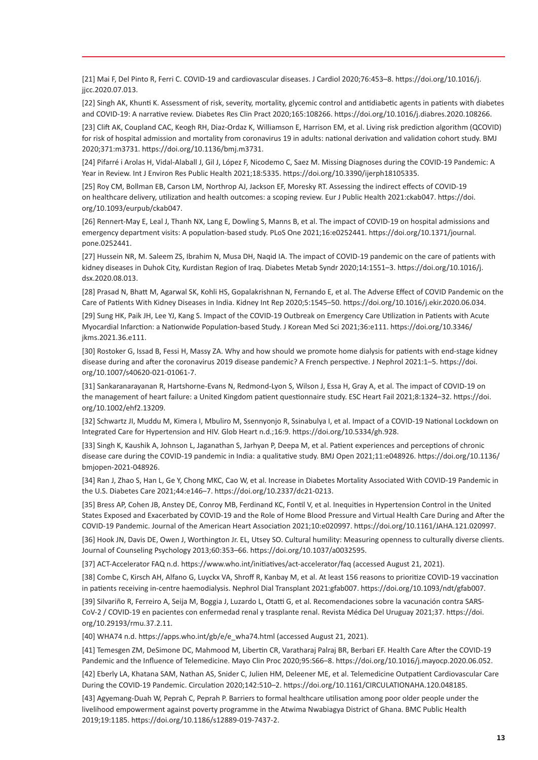[21] Mai F, Del Pinto R, Ferri C. COVID-19 and cardiovascular diseases. J Cardiol 2020;76:453–8. https://doi.org/10.1016/j.jjcc.2020.07.013.

[22] Singh AK, Khunti K. Assessment of risk, severity, mortality, glycemic control and antidiabetic agents in patients with diabetes and COVID-19: A narrative review. Diabetes Res Clin Pract 2020;165:108266. https://doi.org/10.1016/j.diabres.2020.108266.

[23] Clift AK, Coupland CAC, Keogh RH, Diaz-Ordaz K, Williamson E, Harrison EM, et al. Living risk prediction algorithm (QCOVID) for risk of hospital admission and mortality from coronavirus 19 in adults: national derivation and validation cohort study. BMJ 2020;371:m3731. https://doi.org/10.1136/bmj.m3731.

[24] Pifarré i Arolas H, Vidal-Alaball J, Gil J, López F, Nicodemo C, Saez M. Missing Diagnoses during the COVID-19 Pandemic: A Year in Review. Int J Environ Res Public Health 2021;18:5335. https://doi.org/10.3390/ijerph18105335.

[25] Roy CM, Bollman EB, Carson LM, Northrop AJ, Jackson EF, Moresky RT. Assessing the indirect effects of COVID-19 on healthcare delivery, utilization and health outcomes: a scoping review. Eur J Public Health 2021:ckab047. https://doi.org/10.1093/eurpub/ckab047.

[26] Rennert-May E, Leal J, Thanh NX, Lang E, Dowling S, Manns B, et al. The impact of COVID-19 on hospital admissions and emergency department visits: A population-based study. PLoS One 2021;16:e0252441. https://doi.org/10.1371/journal.pone.0252441.

[27] Hussein NR, M. Saleem ZS, Ibrahim N, Musa DH, Naqid IA. The impact of COVID-19 pandemic on the care of patients with kidney diseases in Duhok City, Kurdistan Region of Iraq. Diabetes Metab Syndr 2020;14:1551–3. https://doi.org/10.1016/j.dsx.2020.08.013.

[28] Prasad N, Bhatt M, Agarwal SK, Kohli HS, Gopalakrishnan N, Fernando E, et al. The Adverse Effect of COVID Pandemic on the Care of Patients With Kidney Diseases in India. Kidney Int Rep 2020;5:1545–50. https://doi.org/10.1016/j.ekir.2020.06.034.

[29] Sung HK, Paik JH, Lee YJ, Kang S. Impact of the COVID-19 Outbreak on Emergency Care Utilization in Patients with Acute Myocardial Infarction: a Nationwide Population-based Study. J Korean Med Sci 2021;36:e111. https://doi.org/10.3346/jkms.2021.36.e111.

[30] Rostoker G, Issad B, Fessi H, Massy ZA. Why and how should we promote home dialysis for patients with end-stage kidney disease during and after the coronavirus 2019 disease pandemic? A French perspective. J Nephrol 2021:1–5. https://doi.org/10.1007/s40620-021-01061-7.

[31] Sankaranarayanan R, Hartshorne-Evans N, Redmond-Lyon S, Wilson J, Essa H, Gray A, et al. The impact of COVID-19 on the management of heart failure: a United Kingdom patient questionnaire study. ESC Heart Fail 2021;8:1324–32. https://doi.org/10.1002/ehf2.13209.

[32] Schwartz JI, Muddu M, Kimera I, Mbuliro M, Ssennyonjo R, Ssinabulya I, et al. Impact of a COVID-19 National Lockdown on Integrated Care for Hypertension and HIV. Glob Heart n.d.;16:9. https://doi.org/10.5334/gh.928.

[33] Singh K, Kaushik A, Johnson L, Jaganathan S, Jarhyan P, Deepa M, et al. Patient experiences and perceptions of chronic disease care during the COVID-19 pandemic in India: a qualitative study. BMJ Open 2021;11:e048926. https://doi.org/10.1136/bmjopen-2021-048926.

[34] Ran J, Zhao S, Han L, Ge Y, Chong MKC, Cao W, et al. Increase in Diabetes Mortality Associated With COVID-19 Pandemic in the U.S. Diabetes Care 2021;44:e146–7. https://doi.org/10.2337/dc21-0213.

[35] Bress AP, Cohen JB, Anstey DE, Conroy MB, Ferdinand KC, Fontil V, et al. Inequities in Hypertension Control in the United States Exposed and Exacerbated by COVID-19 and the Role of Home Blood Pressure and Virtual Health Care During and After the COVID-19 Pandemic. Journal of the American Heart Association 2021;10:e020997. https://doi.org/10.1161/JAHA.121.020997.

[36] Hook JN, Davis DE, Owen J, Worthington Jr. EL, Utsey SO. Cultural humility: Measuring openness to culturally diverse clients. Journal of Counseling Psychology 2013;60:353–66. https://doi.org/10.1037/a0032595.

[37] ACT-Accelerator FAQ n.d. https://www.who.int/initiatives/act-accelerator/faq (accessed August 21, 2021).

[38] Combe C, Kirsch AH, Alfano G, Luyckx VA, Shroff R, Kanbay M, et al. At least 156 reasons to prioritize COVID-19 vaccination in patients receiving in-centre haemodialysis. Nephrol Dial Transplant 2021:gfab007. https://doi.org/10.1093/ndt/gfab007.

[39] Silvariño R, Ferreiro A, Seija M, Boggia J, Luzardo L, Otatti G, et al. Recomendaciones sobre la vacunación contra SARS-CoV-2 / COVID-19 en pacientes con enfermedad renal y trasplante renal. Revista Médica Del Uruguay 2021;37. https://doi.org/10.29193/rmu.37.2.11.

[40] WHA74 n.d. https://apps.who.int/gb/e/e_wha74.html (accessed August 21, 2021).

[41] Temesgen ZM, DeSimone DC, Mahmood M, Libertin CR, Varatharaj Palraj BR, Berbari EF. Health Care After the COVID-19 Pandemic and the Influence of Telemedicine. Mayo Clin Proc 2020;95:S66–8. https://doi.org/10.1016/j.mayocp.2020.06.052.

[42] Eberly LA, Khatana SAM, Nathan AS, Snider C, Julien HM, Deleener ME, et al. Telemedicine Outpatient Cardiovascular Care During the COVID-19 Pandemic. Circulation 2020;142:510–2. https://doi.org/10.1161/CIRCULATIONAHA.120.048185.

[43] Agyemang-Duah W, Peprah C, Peprah P. Barriers to formal healthcare utilisation among poor older people under the livelihood empowerment against poverty programme in the Atwima Nwabiagya District of Ghana. BMC Public Health 2019;19:1185. https://doi.org/10.1186/s12889-019-7437-2.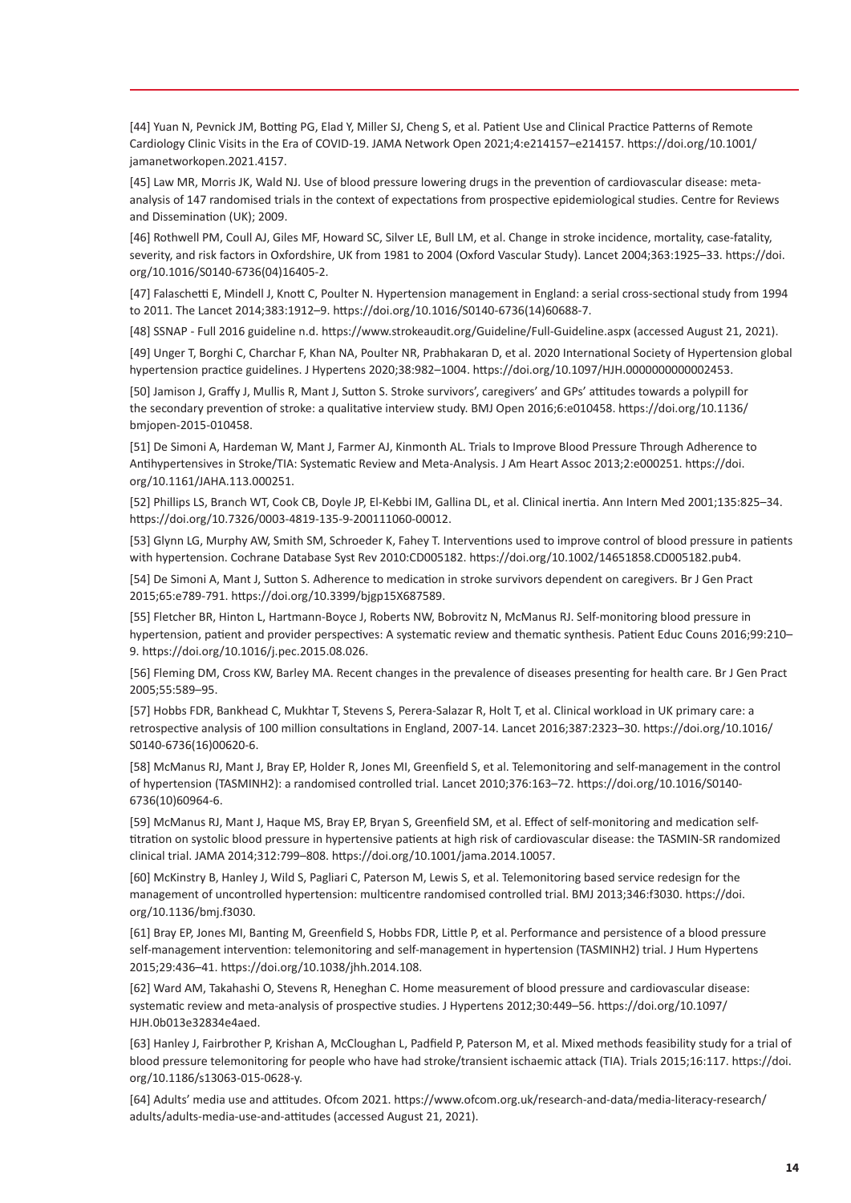[44] Yuan N, Pevnick JM, Botting PG, Elad Y, Miller SJ, Cheng S, et al. Patient Use and Clinical Practice Patterns of Remote Cardiology Clinic Visits in the Era of COVID-19. JAMA Network Open 2021;4:e214157–e214157. https://doi.org/10.1001/jamanetworkopen.2021.4157.

[45] Law MR, Morris JK, Wald NJ. Use of blood pressure lowering drugs in the prevention of cardiovascular disease: meta-analysis of 147 randomised trials in the context of expectations from prospective epidemiological studies. Centre for Reviews and Dissemination (UK); 2009.

[46] Rothwell PM, Coull AJ, Giles MF, Howard SC, Silver LE, Bull LM, et al. Change in stroke incidence, mortality, case-fatality, severity, and risk factors in Oxfordshire, UK from 1981 to 2004 (Oxford Vascular Study). Lancet 2004;363:1925–33. https://doi.org/10.1016/S0140-6736(04)16405-2.

[47] Falaschetti E, Mindell J, Knott C, Poulter N. Hypertension management in England: a serial cross-sectional study from 1994 to 2011. The Lancet 2014;383:1912–9. https://doi.org/10.1016/S0140-6736(14)60688-7.

[48] SSNAP - Full 2016 guideline n.d. https://www.strokeaudit.org/Guideline/Full-Guideline.aspx (accessed August 21, 2021).

[49] Unger T, Borghi C, Charchar F, Khan NA, Poulter NR, Prabhakaran D, et al. 2020 International Society of Hypertension global hypertension practice guidelines. J Hypertens 2020;38:982–1004. https://doi.org/10.1097/HJH.0000000000002453.

[50] Jamison J, Graffy J, Mullis R, Mant J, Sutton S. Stroke survivors', caregivers' and GPs' attitudes towards a polypill for the secondary prevention of stroke: a qualitative interview study. BMJ Open 2016;6:e010458. https://doi.org/10.1136/bmjopen-2015-010458.

[51] De Simoni A, Hardeman W, Mant J, Farmer AJ, Kinmonth AL. Trials to Improve Blood Pressure Through Adherence to Antihypertensives in Stroke/TIA: Systematic Review and Meta-Analysis. J Am Heart Assoc 2013;2:e000251. https://doi.org/10.1161/JAHA.113.000251.

[52] Phillips LS, Branch WT, Cook CB, Doyle JP, El-Kebbi IM, Gallina DL, et al. Clinical inertia. Ann Intern Med 2001;135:825–34. https://doi.org/10.7326/0003-4819-135-9-200111060-00012.

[53] Glynn LG, Murphy AW, Smith SM, Schroeder K, Fahey T. Interventions used to improve control of blood pressure in patients with hypertension. Cochrane Database Syst Rev 2010:CD005182. https://doi.org/10.1002/14651858.CD005182.pub4.

[54] De Simoni A, Mant J, Sutton S. Adherence to medication in stroke survivors dependent on caregivers. Br J Gen Pract 2015;65:e789-791. https://doi.org/10.3399/bjgp15X687589.

[55] Fletcher BR, Hinton L, Hartmann-Boyce J, Roberts NW, Bobrovitz N, McManus RJ. Self-monitoring blood pressure in hypertension, patient and provider perspectives: A systematic review and thematic synthesis. Patient Educ Couns 2016;99:210–9. https://doi.org/10.1016/j.pec.2015.08.026.

[56] Fleming DM, Cross KW, Barley MA. Recent changes in the prevalence of diseases presenting for health care. Br J Gen Pract 2005;55:589–95.

[57] Hobbs FDR, Bankhead C, Mukhtar T, Stevens S, Perera-Salazar R, Holt T, et al. Clinical workload in UK primary care: a retrospective analysis of 100 million consultations in England, 2007-14. Lancet 2016;387:2323–30. https://doi.org/10.1016/S0140-6736(16)00620-6.

[58] McManus RJ, Mant J, Bray EP, Holder R, Jones MI, Greenfield S, et al. Telemonitoring and self-management in the control of hypertension (TASMINH2): a randomised controlled trial. Lancet 2010;376:163–72. https://doi.org/10.1016/S0140-6736(10)60964-6.

[59] McManus RJ, Mant J, Haque MS, Bray EP, Bryan S, Greenfield SM, et al. Effect of self-monitoring and medication self-titration on systolic blood pressure in hypertensive patients at high risk of cardiovascular disease: the TASMIN-SR randomized clinical trial. JAMA 2014;312:799–808. https://doi.org/10.1001/jama.2014.10057.

[60] McKinstry B, Hanley J, Wild S, Pagliari C, Paterson M, Lewis S, et al. Telemonitoring based service redesign for the management of uncontrolled hypertension: multicentre randomised controlled trial. BMJ 2013;346:f3030. https://doi.org/10.1136/bmj.f3030.

[61] Bray EP, Jones MI, Banting M, Greenfield S, Hobbs FDR, Little P, et al. Performance and persistence of a blood pressure self-management intervention: telemonitoring and self-management in hypertension (TASMINH2) trial. J Hum Hypertens 2015;29:436–41. https://doi.org/10.1038/jhh.2014.108.

[62] Ward AM, Takahashi O, Stevens R, Heneghan C. Home measurement of blood pressure and cardiovascular disease: systematic review and meta-analysis of prospective studies. J Hypertens 2012;30:449–56. https://doi.org/10.1097/HJH.0b013e32834e4aed.

[63] Hanley J, Fairbrother P, Krishan A, McCloughan L, Padfield P, Paterson M, et al. Mixed methods feasibility study for a trial of blood pressure telemonitoring for people who have had stroke/transient ischaemic attack (TIA). Trials 2015;16:117. https://doi.org/10.1186/s13063-015-0628-y.

[64] Adults' media use and attitudes. Ofcom 2021. https://www.ofcom.org.uk/research-and-data/media-literacy-research/adults/adults-media-use-and-attitudes (accessed August 21, 2021).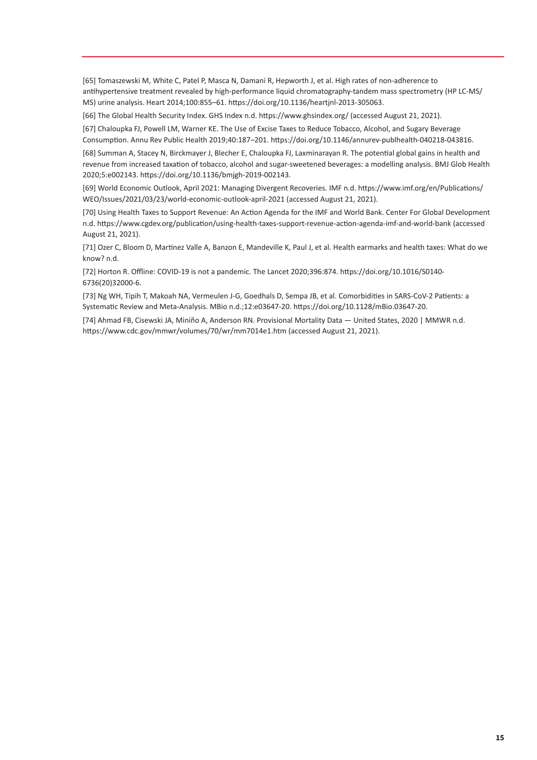[65] Tomaszewski M, White C, Patel P, Masca N, Damani R, Hepworth J, et al. High rates of non-adherence to antihypertensive treatment revealed by high-performance liquid chromatography-tandem mass spectrometry (HP LC-MS/MS) urine analysis. Heart 2014;100:855–61. https://doi.org/10.1136/heartjnl-2013-305063.

[66] The Global Health Security Index. GHS Index n.d. https://www.ghsindex.org/ (accessed August 21, 2021).

[67] Chaloupka FJ, Powell LM, Warner KE. The Use of Excise Taxes to Reduce Tobacco, Alcohol, and Sugary Beverage Consumption. Annu Rev Public Health 2019;40:187–201. https://doi.org/10.1146/annurev-publhealth-040218-043816.

[68] Summan A, Stacey N, Birckmayer J, Blecher E, Chaloupka FJ, Laxminarayan R. The potential global gains in health and revenue from increased taxation of tobacco, alcohol and sugar-sweetened beverages: a modelling analysis. BMJ Glob Health 2020;5:e002143. https://doi.org/10.1136/bmjgh-2019-002143.

[69] World Economic Outlook, April 2021: Managing Divergent Recoveries. IMF n.d. https://www.imf.org/en/Publications/WEO/Issues/2021/03/23/world-economic-outlook-april-2021 (accessed August 21, 2021).

[70] Using Health Taxes to Support Revenue: An Action Agenda for the IMF and World Bank. Center For Global Development n.d. https://www.cgdev.org/publication/using-health-taxes-support-revenue-action-agenda-imf-and-world-bank (accessed August 21, 2021).

[71] Ozer C, Bloom D, Martinez Valle A, Banzon E, Mandeville K, Paul J, et al. Health earmarks and health taxes: What do we know? n.d.

[72] Horton R. Offline: COVID-19 is not a pandemic. The Lancet 2020;396:874. https://doi.org/10.1016/S0140-6736(20)32000-6.

[73] Ng WH, Tipih T, Makoah NA, Vermeulen J-G, Goedhals D, Sempa JB, et al. Comorbidities in SARS-CoV-2 Patients: a Systematic Review and Meta-Analysis. MBio n.d.;12:e03647-20. https://doi.org/10.1128/mBio.03647-20.

[74] Ahmad FB, Cisewski JA, Miniño A, Anderson RN. Provisional Mortality Data — United States, 2020 | MMWR n.d. https://www.cdc.gov/mmwr/volumes/70/wr/mm7014e1.htm (accessed August 21, 2021).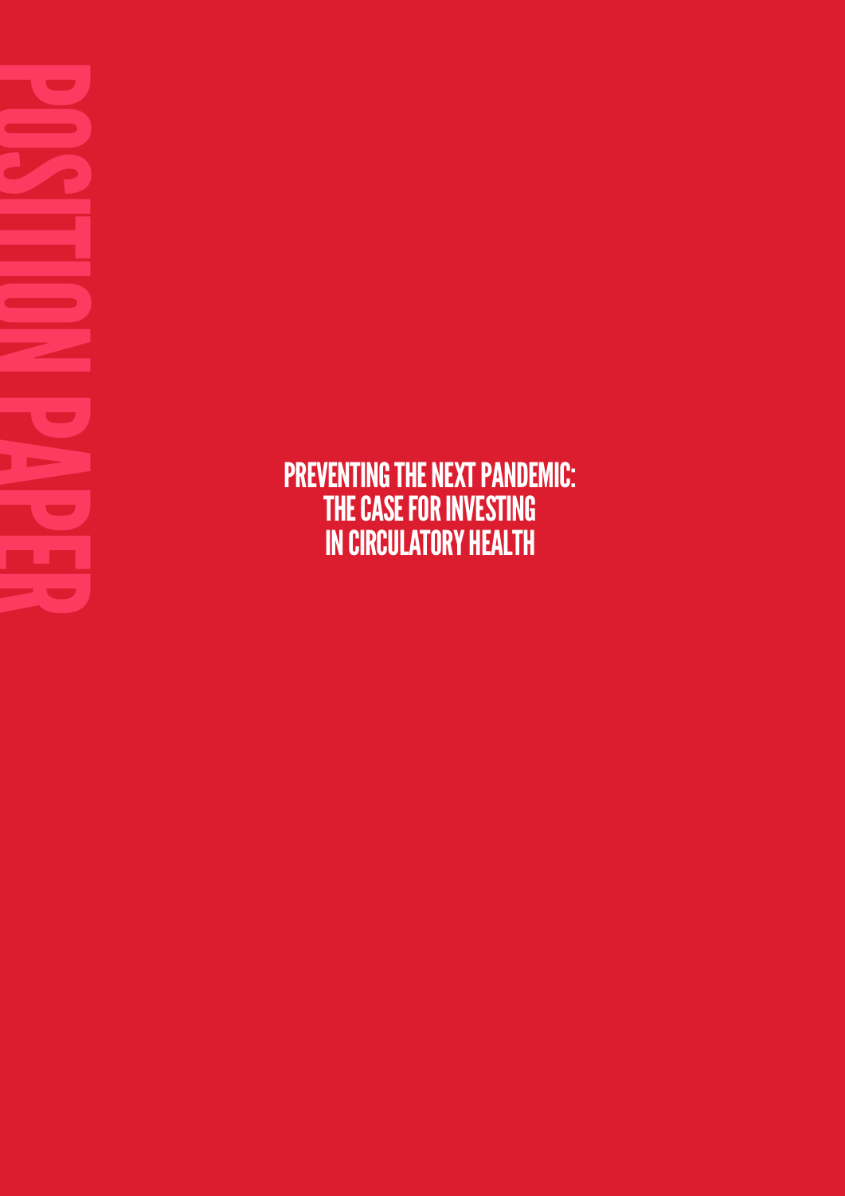POSITION PAPER

# PREVENTING THE NEXT PANDEMIC: THE CASE FOR INVESTING IN CIRCULATORY HEALTH